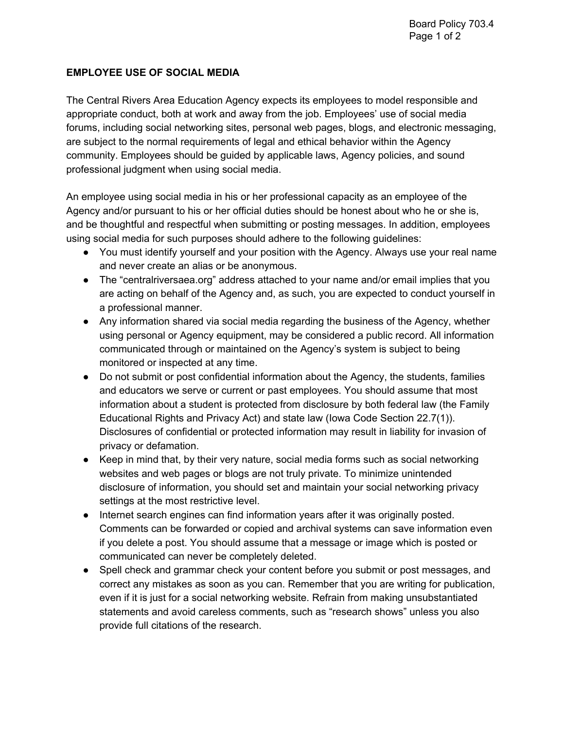# EMPLOYEE USE OF SOCIAL MEDIA

The Central Rivers Area Education Agency expects its employees to model responsible and appropriate conduct, both at work and away from the job. Employees' use of social media forums, including social networking sites, personal web pages, blogs, and electronic messaging, are subject to the normal requirements of legal and ethical behavior within the Agency community. Employees should be guided by applicable laws, Agency policies, and sound professional judgment when using social media.

An employee using social media in his or her professional capacity as an employee of the Agency and/or pursuant to his or her official duties should be honest about who he or she is, and be thoughtful and respectful when submitting or posting messages. In addition, employees using social media for such purposes should adhere to the following guidelines:

- You must identify yourself and your position with the Agency. Always use your real name and never create an alias or be anonymous.
- The "centralriversaea.org" address attached to your name and/or email implies that you are acting on behalf of the Agency and, as such, you are expected to conduct yourself in a professional manner.
- Any information shared via social media regarding the business of the Agency, whether using personal or Agency equipment, may be considered a public record. All information communicated through or maintained on the Agency's system is subject to being monitored or inspected at any time.
- Do not submit or post confidential information about the Agency, the students, families and educators we serve or current or past employees. You should assume that most information about a student is protected from disclosure by both federal law (the Family Educational Rights and Privacy Act) and state law (Iowa Code Section 22.7(1)). Disclosures of confidential or protected information may result in liability for invasion of privacy or defamation.
- Keep in mind that, by their very nature, social media forms such as social networking websites and web pages or blogs are not truly private. To minimize unintended disclosure of information, you should set and maintain your social networking privacy settings at the most restrictive level.
- Internet search engines can find information years after it was originally posted. Comments can be forwarded or copied and archival systems can save information even if you delete a post. You should assume that a message or image which is posted or communicated can never be completely deleted.
- Spell check and grammar check your content before you submit or post messages, and correct any mistakes as soon as you can. Remember that you are writing for publication, even if it is just for a social networking website. Refrain from making unsubstantiated statements and avoid careless comments, such as "research shows" unless you also provide full citations of the research.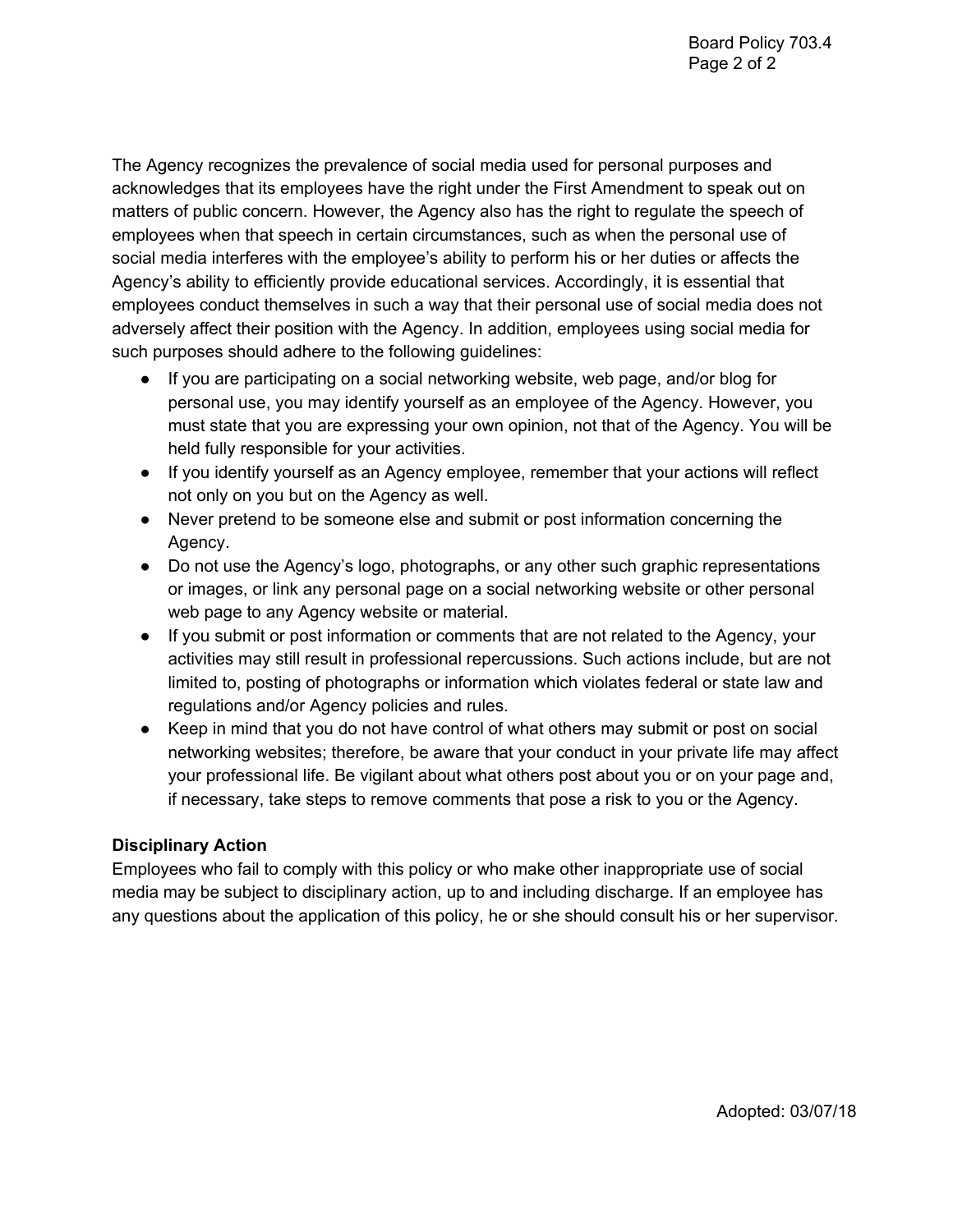The Agency recognizes the prevalence of social media used for personal purposes and acknowledges that its employees have the right under the First Amendment to speak out on matters of public concern. However, the Agency also has the right to regulate the speech of employees when that speech in certain circumstances, such as when the personal use of social media interferes with the employee's ability to perform his or her duties or affects the Agency's ability to efficiently provide educational services. Accordingly, it is essential that employees conduct themselves in such a way that their personal use of social media does not adversely affect their position with the Agency. In addition, employees using social media for such purposes should adhere to the following guidelines:

- If you are participating on a social networking website, web page, and/or blog for personal use, you may identify yourself as an employee of the Agency. However, you must state that you are expressing your own opinion, not that of the Agency. You will be held fully responsible for your activities.
- If you identify yourself as an Agency employee, remember that your actions will reflect not only on you but on the Agency as well.
- Never pretend to be someone else and submit or post information concerning the Agency.
- Do not use the Agency's logo, photographs, or any other such graphic representations or images, or link any personal page on a social networking website or other personal web page to any Agency website or material.
- If you submit or post information or comments that are not related to the Agency, your activities may still result in professional repercussions. Such actions include, but are not limited to, posting of photographs or information which violates federal or state law and regulations and/or Agency policies and rules.
- Keep in mind that you do not have control of what others may submit or post on social networking websites; therefore, be aware that your conduct in your private life may affect your professional life. Be vigilant about what others post about you or on your page and, if necessary, take steps to remove comments that pose a risk to you or the Agency.

**Disciplinary Action**

Employees who fail to comply with this policy or who make other inappropriate use of social media may be subject to disciplinary action, up to and including discharge. If an employee has any questions about the application of this policy, he or she should consult his or her supervisor.

Adopted: 03/07/18